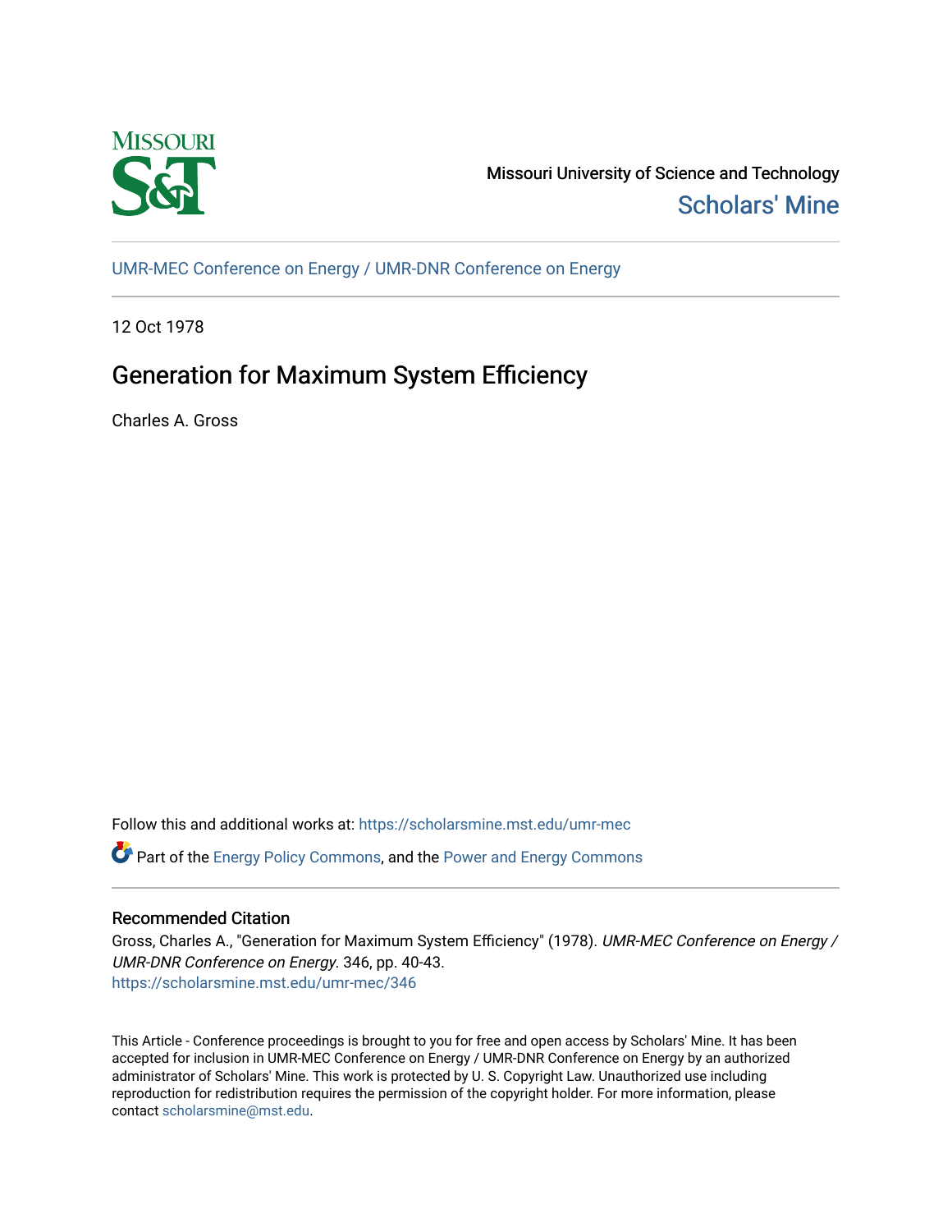Missouri University of Science and Technology

Scholars' Mine

UMR-MEC Conference on Energy / UMR-DNR Conference on Energy

12 Oct 1978

# Generation for Maximum System Efficiency

Charles A. Gross

Follow this and additional works at: https://scholarsmine.mst.edu/umr-mec

Part of the Energy Policy Commons, and the Power and Energy Commons

## Recommended Citation

Gross, Charles A., "Generation for Maximum System Efficiency" (1978). *UMR-MEC Conference on Energy / UMR-DNR Conference on Energy*. 346, pp. 40-43.
https://scholarsmine.mst.edu/umr-mec/346

This Article - Conference proceedings is brought to you for free and open access by Scholars' Mine. It has been accepted for inclusion in UMR-MEC Conference on Energy / UMR-DNR Conference on Energy by an authorized administrator of Scholars' Mine. This work is protected by U. S. Copyright Law. Unauthorized use including reproduction for redistribution requires the permission of the copyright holder. For more information, please contact scholarsmine@mst.edu.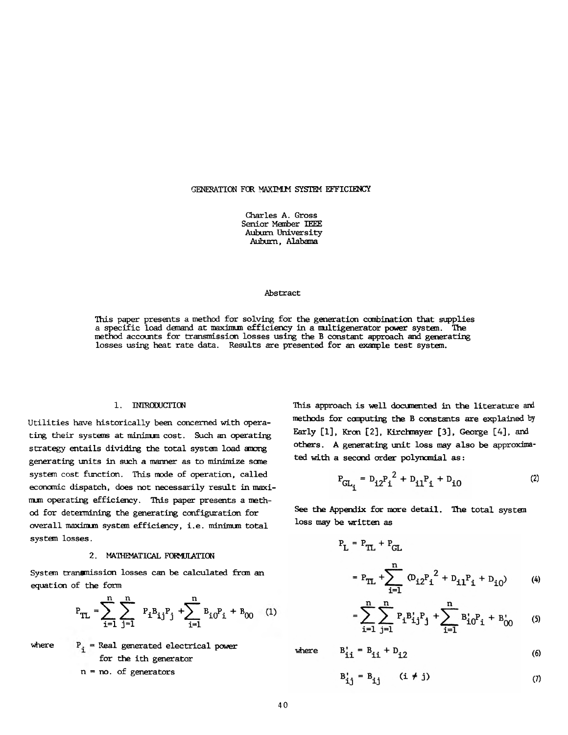# GENERATION FOR MAXIMUM SYSTEM EFFICIENCY

Charles A. Gross
Senior Member IEEE
Auburn University
Auburn, Alabama

## Abstract

This paper presents a method for solving for the generation combination that supplies a specific load demand at maximum efficiency in a multigenerator power system. The method accounts for transmission losses using the B constant approach and generating losses using heat rate data. Results are presented for an example test system.

## 1. INTRODUCTION

Utilities have historically been concerned with operating their systems at minimum cost. Such an operating strategy entails dividing the total system load among generating units in such a manner as to minimize some system cost function. This mode of operation, called economic dispatch, does not necessarily result in maximum operating efficiency. This paper presents a method for determining the generating configuration for overall maximum system efficiency, i.e. minimum total system losses.

## 2. MATHEMATICAL FORMULATION

System transmission losses can be calculated from an equation of the form

$$P_{TL} = \sum_{i=1}^{n} \sum_{j=1}^{n} P_i B_{ij} P_j + \sum_{i=1}^{n} B_{i0} P_i + B_{00} \tag{1}$$

where $P_i$ = Real generated electrical power for the ith generator

$n$ = no. of generators

This approach is well documented in the literature and methods for computing the B constants are explained by Early [1], Kron [2], Kirchmayer [3], George [4], and others. A generating unit loss may also be approximated with a second order polynomial as:

$$P_{GL_i} = D_{i2} P_i^2 + D_{i1} P_i + D_{i0} \tag{2}$$

See the Appendix for more detail. The total system loss may be written as

$$P_L = P_{TL} + P_{GL}$$

$$= P_{TL} + \sum_{i=1}^{n} (D_{i2} P_i^2 + D_{i1} P_i + D_{i0}) \tag{4}$$

$$= \sum_{i=1}^{n} \sum_{j=1}^{n} P_i B'_{ij} P_j + \sum_{i=1}^{n} B'_{i0} P_i + B'_{00} \tag{5}$$

where

$$B'_{ii} = B_{ii} + D_{i2} \tag{6}$$

$$B'_{ij} = B_{ij} \quad (i \neq j) \tag{7}$$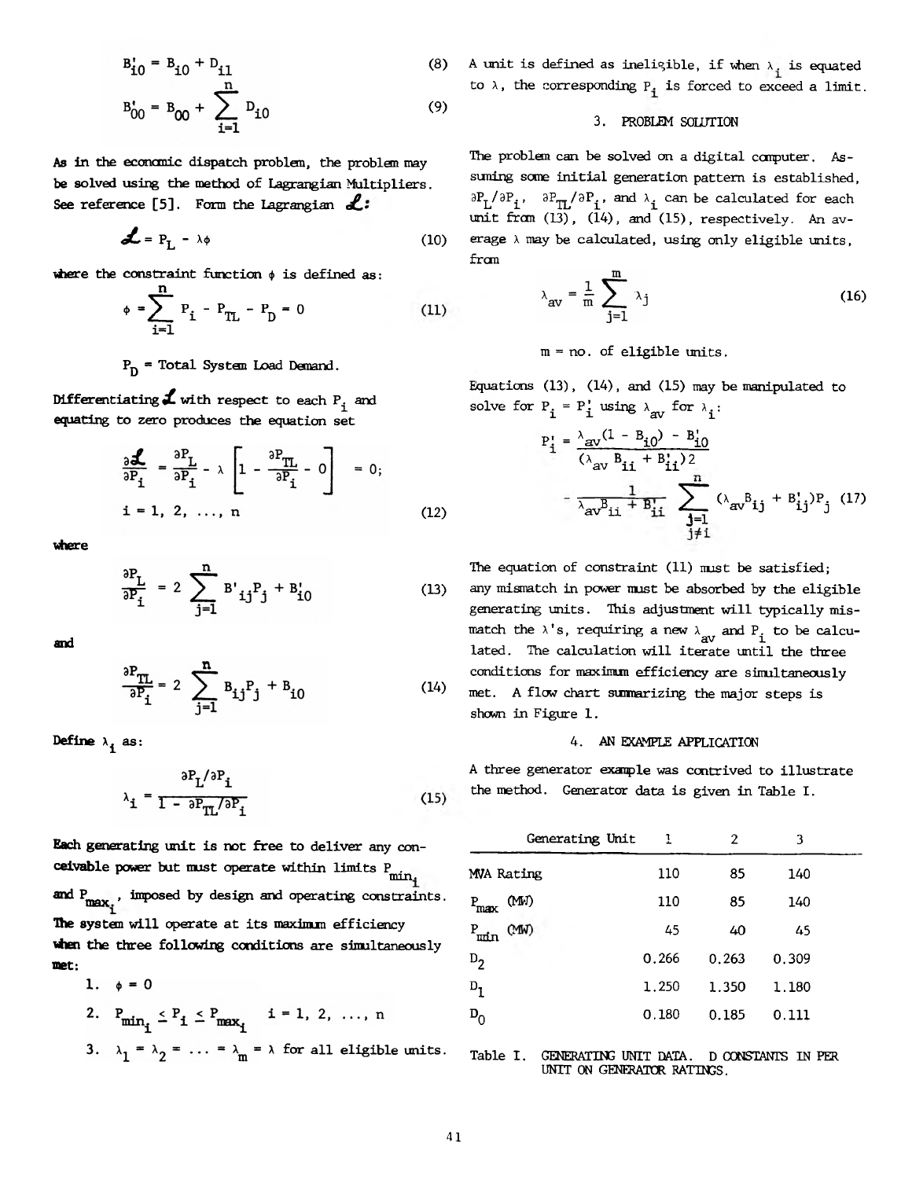$$B'_{i0} = B_{i0} + D_{i1} \tag{8}$$

$$B'_{00} = B_{00} + \sum_{i=1}^{n} D_{i0} \tag{9}$$

As in the economic dispatch problem, the problem may be solved using the method of Lagrangian Multipliers. See reference [5]. Form the Lagrangian $\mathcal{L}$:

$$\mathcal{L} = P_L - \lambda\phi \tag{10}$$

where the constraint function $\phi$ is defined as:

$$\phi = \sum_{i=1}^{n} P_i - P_{TL} - P_D = 0 \tag{11}$$

$P_D$ = Total System Load Demand.

Differentiating $\mathcal{L}$ with respect to each $P_i$ and equating to zero produces the equation set

$$\frac{\partial \mathcal{L}}{\partial P_i} = \frac{\partial P_L}{\partial P_i} - \lambda \left[ 1 - \frac{\partial P_{TL}}{\partial P_i} - 0 \right] = 0;$$

$$i = 1, 2, \ldots, n \tag{12}$$

where

$$\frac{\partial P_L}{\partial P_i} = 2 \sum_{j=1}^{n} B'_{ij} P_j + B'_{i0} \tag{13}$$

and

$$\frac{\partial P_{TL}}{\partial P_i} = 2 \sum_{j=1}^{n} B_{ij} P_j + B_{i0} \tag{14}$$

Define $\lambda_i$ as:

$$\lambda_i = \frac{\partial P_L / \partial P_i}{1 - \partial P_{TL} / \partial P_i} \tag{15}$$

Each generating unit is not free to deliver any conceivable power but must operate within limits $P_{min_i}$ and $P_{max_i}$, imposed by design and operating constraints. The system will operate at its maximum efficiency when the three following conditions are simultaneously met:

1. $\phi = 0$
2. $P_{min_i} \leq P_i \leq P_{max_i} \quad i = 1, 2, \ldots, n$
3. $\lambda_1 = \lambda_2 = \ldots = \lambda_m = \lambda$ for all eligible units.

A unit is defined as ineligible, if when $\lambda_i$ is equated to $\lambda$, the corresponding $P_i$ is forced to exceed a limit.

## 3. PROBLEM SOLUTION

The problem can be solved on a digital computer. Assuming some initial generation pattern is established, $\partial P_L/\partial P_i$, $\partial P_{TL}/\partial P_i$, and $\lambda_i$ can be calculated for each unit from (13), (14), and (15), respectively. An average $\lambda$ may be calculated, using only eligible units, from

$$\lambda_{av} = \frac{1}{m} \sum_{j=1}^{m} \lambda_j \tag{16}$$

m = no. of eligible units.

Equations (13), (14), and (15) may be manipulated to solve for $P_i = P'_i$ using $\lambda_{av}$ for $\lambda_i$:

$$P'_i = \frac{\lambda_{av}(1 - B_{i0}) - B'_{i0}}{(\lambda_{av} B_{ii} + B'_{ii})2} - \frac{1}{\lambda_{av} B_{ii} + B'_{ii}} \sum_{\substack{j=1 \\ j \neq i}}^{n} (\lambda_{av} B_{ij} + B'_{ij}) P_j \tag{17}$$

The equation of constraint (11) must be satisfied; any mismatch in power must be absorbed by the eligible generating units. This adjustment will typically mismatch the $\lambda$'s, requiring a new $\lambda_{av}$ and $P_i$ to be calculated. The calculation will iterate until the three conditions for maximum efficiency are simultaneously met. A flow chart summarizing the major steps is shown in Figure 1.

## 4. AN EXAMPLE APPLICATION

A three generator example was contrived to illustrate the method. Generator data is given in Table I.

| Generating Unit | 1 | 2 | 3 |
|---|---|---|---|
| MVA Rating | 110 | 85 | 140 |
| $P_{max}$ (MW) | 110 | 85 | 140 |
| $P_{min}$ (MW) | 45 | 40 | 45 |
| $D_2$ | 0.266 | 0.263 | 0.309 |
| $D_1$ | 1.250 | 1.350 | 1.180 |
| $D_0$ | 0.180 | 0.185 | 0.111 |

Table I. GENERATING UNIT DATA. D CONSTANTS IN PER UNIT ON GENERATOR RATINGS.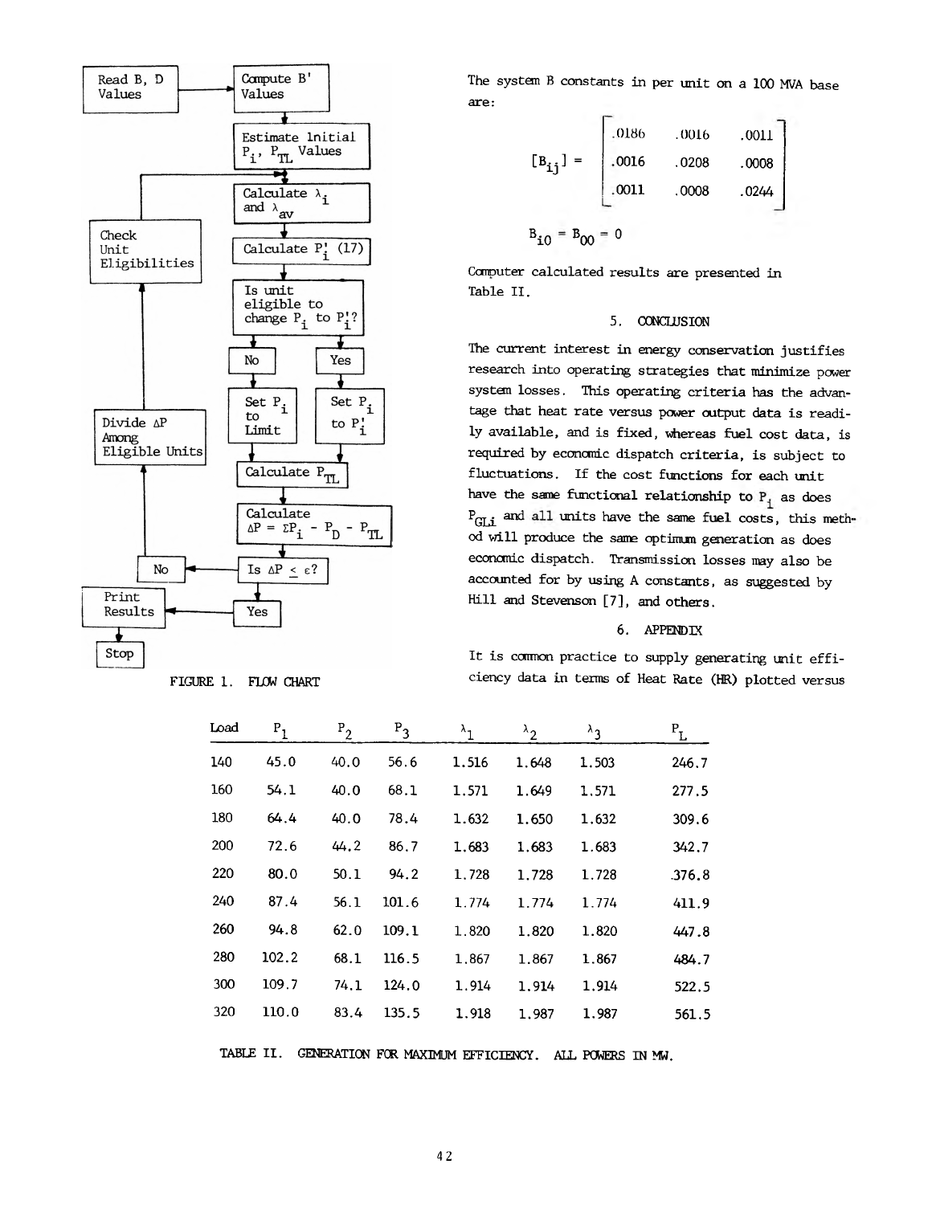Read B, D Values → Compute B' Values → Estimate Initial $P_i$, $P_{TL}$ Values → Calculate $\lambda_i$ and $\lambda_{av}$ → Calculate $P_i'$ (17) → Is unit eligible to change $P_i$ to $P_i'$? → No: Set $P_i$ to Limit / Yes: Set $P_i$ to $P_i'$ → Calculate $P_{TL}$ → Calculate $\Delta P = \Sigma P_i - P_D - P_{TL}$ → Is $\Delta P \leq \epsilon$? → No: Divide $\Delta P$ Among Eligible Units → Check Unit Eligibilities → (back to Calculate $\lambda_i$ and $\lambda_{av}$) / Yes: Print Results → Stop

FIGURE 1. FLOW CHART

The system B constants in per unit on a 100 MVA base are:

$$[B_{ij}] = \begin{bmatrix} .0186 & .0016 & .0011 \\ .0016 & .0208 & .0008 \\ .0011 & .0008 & .0244 \end{bmatrix}$$

$$B_{i0} = B_{00} = 0$$

Computer calculated results are presented in Table II.

## 5. CONCLUSION

The current interest in energy conservation justifies research into operating strategies that minimize power system losses. This operating criteria has the advantage that heat rate versus power output data is readily available, and is fixed, whereas fuel cost data, is required by economic dispatch criteria, is subject to fluctuations. If the cost functions for each unit have the same functional relationship to $P_i$ as does $P_{GLi}$ and all units have the same fuel costs, this method will produce the same optimum generation as does economic dispatch. Transmission losses may also be accounted for by using A constants, as suggested by Hill and Stevenson [7], and others.

## 6. APPENDIX

It is common practice to supply generating unit efficiency data in terms of Heat Rate (HR) plotted versus

| Load | $P_1$ | $P_2$ | $P_3$ | $\lambda_1$ | $\lambda_2$ | $\lambda_3$ | $P_L$ |
|---|---|---|---|---|---|---|---|
| 140 | 45.0 | 40.0 | 56.6 | 1.516 | 1.648 | 1.503 | 246.7 |
| 160 | 54.1 | 40.0 | 68.1 | 1.571 | 1.649 | 1.571 | 277.5 |
| 180 | 64.4 | 40.0 | 78.4 | 1.632 | 1.650 | 1.632 | 309.6 |
| 200 | 72.6 | 44.2 | 86.7 | 1.683 | 1.683 | 1.683 | 342.7 |
| 220 | 80.0 | 50.1 | 94.2 | 1.728 | 1.728 | 1.728 | 376.8 |
| 240 | 87.4 | 56.1 | 101.6 | 1.774 | 1.774 | 1.774 | 411.9 |
| 260 | 94.8 | 62.0 | 109.1 | 1.820 | 1.820 | 1.820 | 447.8 |
| 280 | 102.2 | 68.1 | 116.5 | 1.867 | 1.867 | 1.867 | 484.7 |
| 300 | 109.7 | 74.1 | 124.0 | 1.914 | 1.914 | 1.914 | 522.5 |
| 320 | 110.0 | 83.4 | 135.5 | 1.918 | 1.987 | 1.987 | 561.5 |

TABLE II. GENERATION FOR MAXIMUM EFFICIENCY. ALL POWERS IN MW.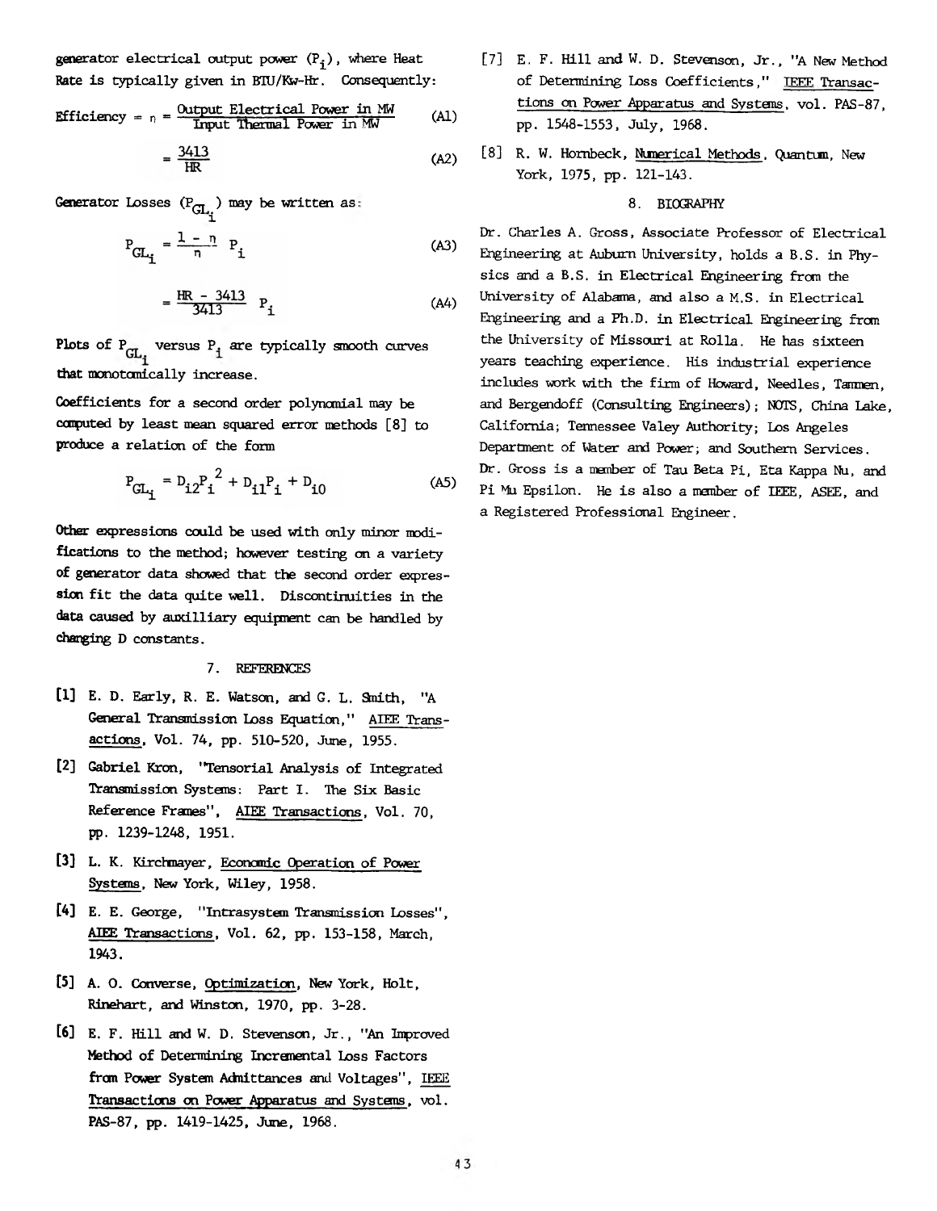generator electrical output power ($P_i$), where Heat Rate is typically given in BTU/Kw-Hr. Consequently:

$$\text{Efficiency} = \eta = \frac{\text{Output Electrical Power in MW}}{\text{Input Thermal Power in MW}} \tag{A1}$$

$$= \frac{3413}{\text{HR}} \tag{A2}$$

Generator Losses ($P_{GL_i}$) may be written as:

$$P_{GL_i} = \frac{1 - \eta}{\eta} P_i \tag{A3}$$

$$= \frac{\text{HR} - 3413}{3413} P_i \tag{A4}$$

Plots of $P_{GL_i}$ versus $P_i$ are typically smooth curves that monotonically increase.

Coefficients for a second order polynomial may be computed by least mean squared error methods [8] to produce a relation of the form

$$P_{GL_i} = D_{i2}P_i^{\,2} + D_{i1}P_i + D_{i0} \tag{A5}$$

Other expressions could be used with only minor modifications to the method; however testing on a variety of generator data showed that the second order expression fit the data quite well. Discontinuities in the data caused by auxilliary equipment can be handled by changing D constants.

## 7. REFERENCES

[1] E. D. Early, R. E. Watson, and G. L. Smith, "A General Transmission Loss Equation," AIEE Transactions, Vol. 74, pp. 510-520, June, 1955.

[2] Gabriel Kron, "Tensorial Analysis of Integrated Transmission Systems: Part I. The Six Basic Reference Frames", AIEE Transactions, Vol. 70, pp. 1239-1248, 1951.

[3] L. K. Kirchmayer, Economic Operation of Power Systems, New York, Wiley, 1958.

[4] E. E. George, "Intrasystem Transmission Losses", AIEE Transactions, Vol. 62, pp. 153-158, March, 1943.

[5] A. O. Converse, Optimization, New York, Holt, Rinehart, and Winston, 1970, pp. 3-28.

[6] E. F. Hill and W. D. Stevenson, Jr., "An Improved Method of Determining Incremental Loss Factors from Power System Admittances and Voltages", IEEE Transactions on Power Apparatus and Systems, vol. PAS-87, pp. 1419-1425, June, 1968.

[7] E. F. Hill and W. D. Stevenson, Jr., "A New Method of Determining Loss Coefficients," IEEE Transactions on Power Apparatus and Systems, vol. PAS-87, pp. 1548-1553, July, 1968.

[8] R. W. Hornbeck, Numerical Methods, Quantum, New York, 1975, pp. 121-143.

## 8. BIOGRAPHY

Dr. Charles A. Gross, Associate Professor of Electrical Engineering at Auburn University, holds a B.S. in Physics and a B.S. in Electrical Engineering from the University of Alabama, and also a M.S. in Electrical Engineering and a Ph.D. in Electrical Engineering from the University of Missouri at Rolla. He has sixteen years teaching experience. His industrial experience includes work with the firm of Howard, Needles, Tammen, and Bergendoff (Consulting Engineers); NOTS, China Lake, California; Tennessee Valey Authority; Los Angeles Department of Water and Power; and Southern Services. Dr. Gross is a member of Tau Beta Pi, Eta Kappa Nu, and Pi Mu Epsilon. He is also a member of IEEE, ASEE, and a Registered Professional Engineer.